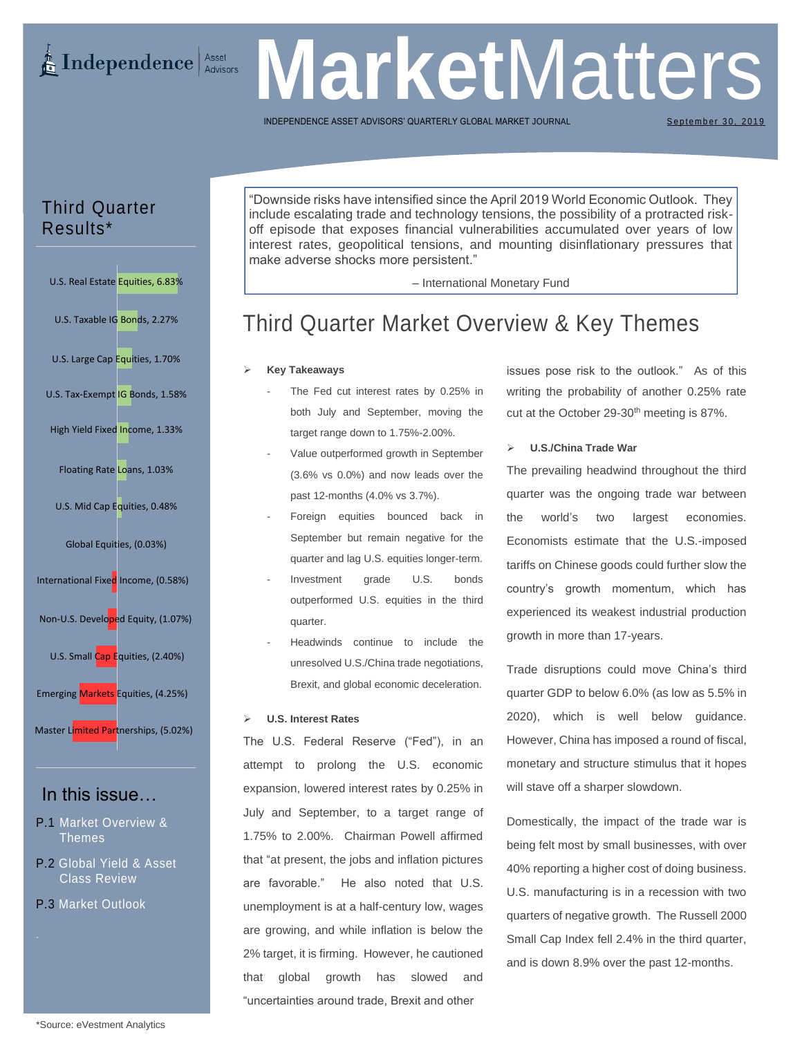# Independence Asset Advisors — MarketMatters

INDEPENDENCE ASSET ADVISORS' QUARTERLY GLOBAL MARKET JOURNAL

September 30, 2019

## Third Quarter Results*

| Asset Class | Return |
|---|---|
| U.S. Real Estate Equities | 6.83% |
| U.S. Taxable IG Bonds | 2.27% |
| U.S. Large Cap Equities | 1.70% |
| U.S. Tax-Exempt IG Bonds | 1.58% |
| High Yield Fixed Income | 1.33% |
| Floating Rate Loans | 1.03% |
| U.S. Mid Cap Equities | 0.48% |
| Global Equities | (0.03%) |
| International Fixed Income | (0.58%) |
| Non-U.S. Developed Equity | (1.07%) |
| U.S. Small Cap Equities | (2.40%) |
| Emerging Markets Equities | (4.25%) |
| Master Limited Partnerships | (5.02%) |

*Source: eVestment Analytics

## In this issue…

P.1 Market Overview & Themes

P.2 Global Yield & Asset Class Review

P.3 Market Outlook

> "Downside risks have intensified since the April 2019 World Economic Outlook. They include escalating trade and technology tensions, the possibility of a protracted risk-off episode that exposes financial vulnerabilities accumulated over years of low interest rates, geopolitical tensions, and mounting disinflationary pressures that make adverse shocks more persistent."
>
> – International Monetary Fund

# Third Quarter Market Overview & Key Themes

- **Key Takeaways**
  - The Fed cut interest rates by 0.25% in both July and September, moving the target range down to 1.75%-2.00%.
  - Value outperformed growth in September (3.6% vs 0.0%) and now leads over the past 12-months (4.0% vs 3.7%).
  - Foreign equities bounced back in September but remain negative for the quarter and lag U.S. equities longer-term.
  - Investment grade U.S. bonds outperformed U.S. equities in the third quarter.
  - Headwinds continue to include the unresolved U.S./China trade negotiations, Brexit, and global economic deceleration.

- **U.S. Interest Rates**

The U.S. Federal Reserve ("Fed"), in an attempt to prolong the U.S. economic expansion, lowered interest rates by 0.25% in July and September, to a target range of 1.75% to 2.00%. Chairman Powell affirmed that "at present, the jobs and inflation pictures are favorable." He also noted that U.S. unemployment is at a half-century low, wages are growing, and while inflation is below the 2% target, it is firming. However, he cautioned that global growth has slowed and "uncertainties around trade, Brexit and other issues pose risk to the outlook." As of this writing the probability of another 0.25% rate cut at the October 29-30th meeting is 87%.

- **U.S./China Trade War**

The prevailing headwind throughout the third quarter was the ongoing trade war between the world's two largest economies. Economists estimate that the U.S.-imposed tariffs on Chinese goods could further slow the country's growth momentum, which has experienced its weakest industrial production growth in more than 17-years.

Trade disruptions could move China's third quarter GDP to below 6.0% (as low as 5.5% in 2020), which is well below guidance. However, China has imposed a round of fiscal, monetary and structure stimulus that it hopes will stave off a sharper slowdown.

Domestically, the impact of the trade war is being felt most by small businesses, with over 40% reporting a higher cost of doing business. U.S. manufacturing is in a recession with two quarters of negative growth. The Russell 2000 Small Cap Index fell 2.4% in the third quarter, and is down 8.9% over the past 12-months.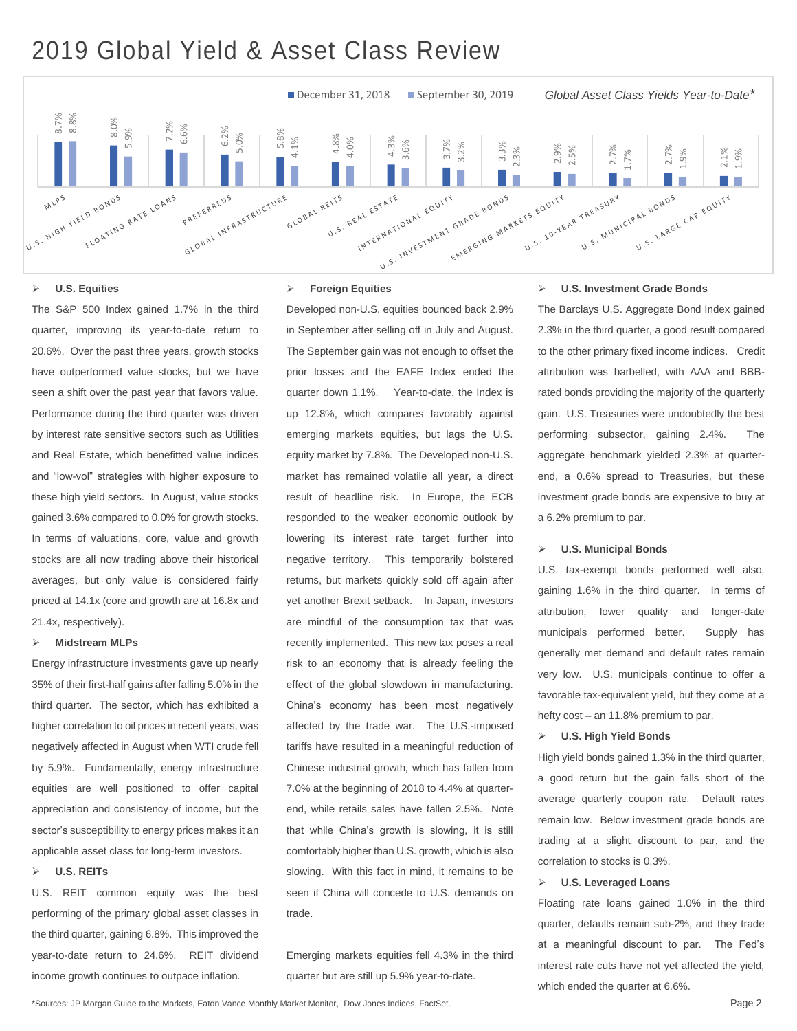# 2019 Global Yield & Asset Class Review

*Global Asset Class Yields Year-to-Date**

| Asset Class | December 31, 2018 | September 30, 2019 |
|---|---|---|
| MLPs | 8.7% | 8.8% |
| U.S. High Yield Bonds | 8.0% | 5.9% |
| Floating Rate Loans | 7.2% | 6.6% |
| Preferreds | 6.2% | 5.0% |
| Global Infrastructure | 5.8% | 4.1% |
| Global REITs | 4.8% | 4.0% |
| U.S. Real Estate | 4.3% | 3.6% |
| International Equity | 3.7% | 3.2% |
| U.S. Investment Grade Bonds | 3.3% | 2.3% |
| Emerging Markets Equity | 2.9% | 2.5% |
| U.S. 10-Year Treasury | 2.7% | 1.7% |
| U.S. Municipal Bonds | 2.7% | 1.9% |
| U.S. Large Cap Equity | 2.1% | 1.9% |

- **U.S. Equities**

The S&P 500 Index gained 1.7% in the third quarter, improving its year-to-date return to 20.6%. Over the past three years, growth stocks have outperformed value stocks, but we have seen a shift over the past year that favors value. Performance during the third quarter was driven by interest rate sensitive sectors such as Utilities and Real Estate, which benefitted value indices and "low-vol" strategies with higher exposure to these high yield sectors. In August, value stocks gained 3.6% compared to 0.0% for growth stocks. In terms of valuations, core, value and growth stocks are all now trading above their historical averages, but only value is considered fairly priced at 14.1x (core and growth are at 16.8x and 21.4x, respectively).

- **Midstream MLPs**

Energy infrastructure investments gave up nearly 35% of their first-half gains after falling 5.0% in the third quarter. The sector, which has exhibited a higher correlation to oil prices in recent years, was negatively affected in August when WTI crude fell by 5.9%. Fundamentally, energy infrastructure equities are well positioned to offer capital appreciation and consistency of income, but the sector's susceptibility to energy prices makes it an applicable asset class for long-term investors.

- **U.S. REITs**

U.S. REIT common equity was the best performing of the primary global asset classes in the third quarter, gaining 6.8%. This improved the year-to-date return to 24.6%. REIT dividend income growth continues to outpace inflation.

- **Foreign Equities**

Developed non-U.S. equities bounced back 2.9% in September after selling off in July and August. The September gain was not enough to offset the prior losses and the EAFE Index ended the quarter down 1.1%. Year-to-date, the Index is up 12.8%, which compares favorably against emerging markets equities, but lags the U.S. equity market by 7.8%. The Developed non-U.S. market has remained volatile all year, a direct result of headline risk. In Europe, the ECB responded to the weaker economic outlook by lowering its interest rate target further into negative territory. This temporarily bolstered returns, but markets quickly sold off again after yet another Brexit setback. In Japan, investors are mindful of the consumption tax that was recently implemented. This new tax poses a real risk to an economy that is already feeling the effect of the global slowdown in manufacturing. China's economy has been most negatively affected by the trade war. The U.S.-imposed tariffs have resulted in a meaningful reduction of Chinese industrial growth, which has fallen from 7.0% at the beginning of 2018 to 4.4% at quarter-end, while retails sales have fallen 2.5%. Note that while China's growth is slowing, it is still comfortably higher than U.S. growth, which is also slowing. With this fact in mind, it remains to be seen if China will concede to U.S. demands on trade.

Emerging markets equities fell 4.3% in the third quarter but are still up 5.9% year-to-date.

- **U.S. Investment Grade Bonds**

The Barclays U.S. Aggregate Bond Index gained 2.3% in the third quarter, a good result compared to the other primary fixed income indices. Credit attribution was barbelled, with AAA and BBB-rated bonds providing the majority of the quarterly gain. U.S. Treasuries were undoubtedly the best performing subsector, gaining 2.4%. The aggregate benchmark yielded 2.3% at quarter-end, a 0.6% spread to Treasuries, but these investment grade bonds are expensive to buy at a 6.2% premium to par.

- **U.S. Municipal Bonds**

U.S. tax-exempt bonds performed well also, gaining 1.6% in the third quarter. In terms of attribution, lower quality and longer-date municipals performed better. Supply has generally met demand and default rates remain very low. U.S. municipals continue to offer a favorable tax-equivalent yield, but they come at a hefty cost – an 11.8% premium to par.

- **U.S. High Yield Bonds**

High yield bonds gained 1.3% in the third quarter, a good return but the gain falls short of the average quarterly coupon rate. Default rates remain low. Below investment grade bonds are trading at a slight discount to par, and the correlation to stocks is 0.3%.

- **U.S. Leveraged Loans**

Floating rate loans gained 1.0% in the third quarter, defaults remain sub-2%, and they trade at a meaningful discount to par. The Fed's interest rate cuts have not yet affected the yield, which ended the quarter at 6.6%.

*Sources: JP Morgan Guide to the Markets, Eaton Vance Monthly Market Monitor, Dow Jones Indices, FactSet.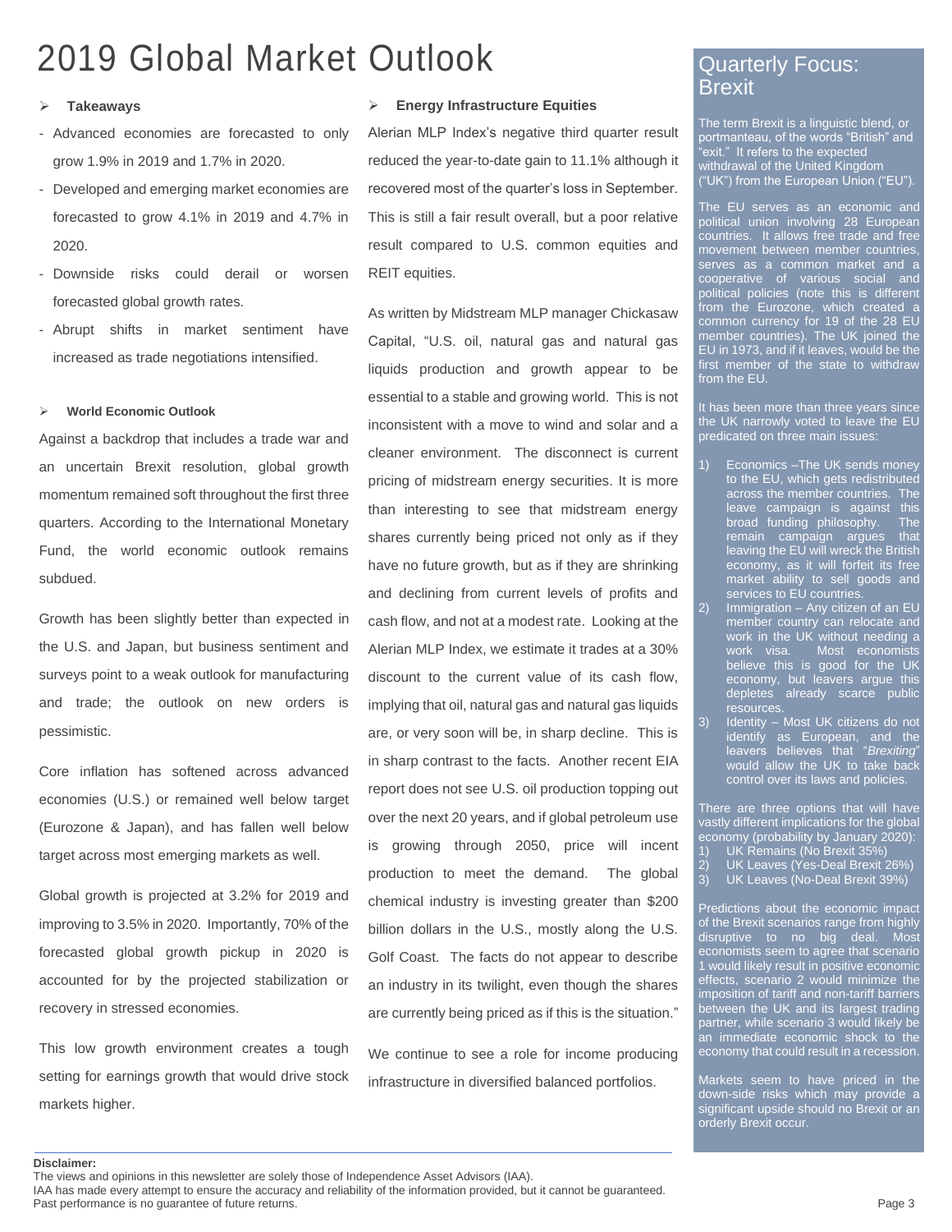# 2019 Global Market Outlook

### Takeaways

- Advanced economies are forecasted to only grow 1.9% in 2019 and 1.7% in 2020.
- Developed and emerging market economies are forecasted to grow 4.1% in 2019 and 4.7% in 2020.
- Downside risks could derail or worsen forecasted global growth rates.
- Abrupt shifts in market sentiment have increased as trade negotiations intensified.

### World Economic Outlook

Against a backdrop that includes a trade war and an uncertain Brexit resolution, global growth momentum remained soft throughout the first three quarters. According to the International Monetary Fund, the world economic outlook remains subdued.

Growth has been slightly better than expected in the U.S. and Japan, but business sentiment and surveys point to a weak outlook for manufacturing and trade; the outlook on new orders is pessimistic.

Core inflation has softened across advanced economies (U.S.) or remained well below target (Eurozone & Japan), and has fallen well below target across most emerging markets as well.

Global growth is projected at 3.2% for 2019 and improving to 3.5% in 2020. Importantly, 70% of the forecasted global growth pickup in 2020 is accounted for by the projected stabilization or recovery in stressed economies.

This low growth environment creates a tough setting for earnings growth that would drive stock markets higher.

### Energy Infrastructure Equities

Alerian MLP Index's negative third quarter result reduced the year-to-date gain to 11.1% although it recovered most of the quarter's loss in September. This is still a fair result overall, but a poor relative result compared to U.S. common equities and REIT equities.

As written by Midstream MLP manager Chickasaw Capital, "U.S. oil, natural gas and natural gas liquids production and growth appear to be essential to a stable and growing world. This is not inconsistent with a move to wind and solar and a cleaner environment. The disconnect is current pricing of midstream energy securities. It is more than interesting to see that midstream energy shares currently being priced not only as if they have no future growth, but as if they are shrinking and declining from current levels of profits and cash flow, and not at a modest rate. Looking at the Alerian MLP Index, we estimate it trades at a 30% discount to the current value of its cash flow, implying that oil, natural gas and natural gas liquids are, or very soon will be, in sharp decline. This is in sharp contrast to the facts. Another recent EIA report does not see U.S. oil production topping out over the next 20 years, and if global petroleum use is growing through 2050, price will incent production to meet the demand. The global chemical industry is investing greater than $200 billion dollars in the U.S., mostly along the U.S. Golf Coast. The facts do not appear to describe an industry in its twilight, even though the shares are currently being priced as if this is the situation."

We continue to see a role for income producing infrastructure in diversified balanced portfolios.

## Quarterly Focus: Brexit

The term Brexit is a linguistic blend, or portmanteau, of the words "British" and "exit." It refers to the expected withdrawal of the United Kingdom ("UK") from the European Union ("EU").

The EU serves as an economic and political union involving 28 European countries. It allows free trade and free movement between member countries, serves as a common market and a cooperative of various social and political policies (note this is different from the Eurozone, which created a common currency for 19 of the 28 EU member countries). The UK joined the EU in 1973, and if it leaves, would be the first member of the state to withdraw from the EU.

It has been more than three years since the UK narrowly voted to leave the EU predicated on three main issues:

1) Economics –The UK sends money to the EU, which gets redistributed across the member countries. The leave campaign is against this broad funding philosophy. The remain campaign argues that leaving the EU will wreck the British economy, as it will forfeit its free market ability to sell goods and services to EU countries.
2) Immigration – Any citizen of an EU member country can relocate and work in the UK without needing a work visa. Most economists believe this is good for the UK economy, but leavers argue this depletes already scarce public resources.
3) Identity – Most UK citizens do not identify as European, and the leavers believes that "*Brexiting*" would allow the UK to take back control over its laws and policies.

There are three options that will have vastly different implications for the global economy (probability by January 2020):

1) UK Remains (No Brexit 35%)
2) UK Leaves (Yes-Deal Brexit 26%)
3) UK Leaves (No-Deal Brexit 39%)

Predictions about the economic impact of the Brexit scenarios range from highly disruptive to no big deal. Most economists seem to agree that scenario 1 would likely result in positive economic effects, scenario 2 would minimize the imposition of tariff and non-tariff barriers between the UK and its largest trading partner, while scenario 3 would likely be an immediate economic shock to the economy that could result in a recession.

Markets seem to have priced in the down-side risks which may provide a significant upside should no Brexit or an orderly Brexit occur.

**Disclaimer:**
The views and opinions in this newsletter are solely those of Independence Asset Advisors (IAA).
IAA has made every attempt to ensure the accuracy and reliability of the information provided, but it cannot be guaranteed.
Past performance is no guarantee of future returns.